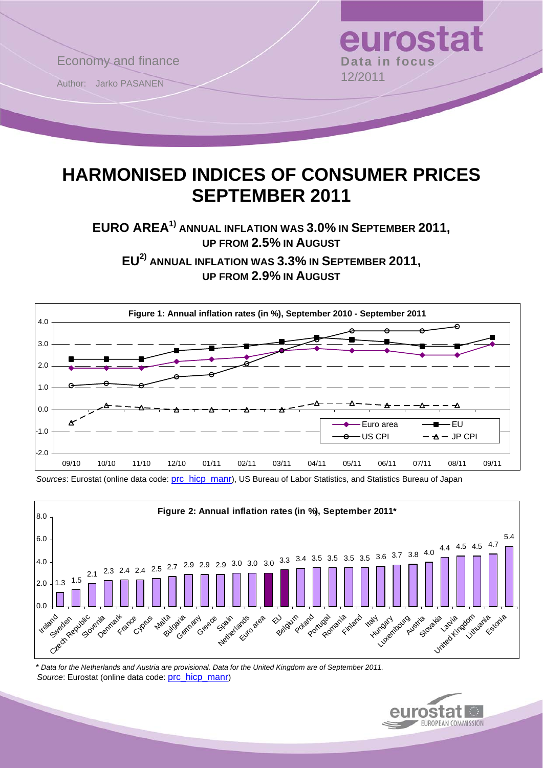Economy and finance

Author: Jarko PASANEN

**eurostat**
**Data in focus**
12/2011

# HARMONISED INDICES OF CONSUMER PRICES SEPTEMBER 2011

## EURO AREA[1] ANNUAL INFLATION WAS 3.0% IN SEPTEMBER 2011, UP FROM 2.5% IN AUGUST

## EU[2] ANNUAL INFLATION WAS 3.3% IN SEPTEMBER 2011, UP FROM 2.9% IN AUGUST

**Figure 1: Annual inflation rates (in %), September 2010 - September 2011**

| | 09/10 | 10/10 | 11/10 | 12/10 | 01/11 | 02/11 | 03/11 | 04/11 | 05/11 | 06/11 | 07/11 | 08/11 | 09/11 |
|---|---|---|---|---|---|---|---|---|---|---|---|---|---|
| Euro area | 1.9 | 1.9 | 1.9 | 2.2 | 2.3 | 2.4 | 2.7 | 2.8 | 2.7 | 2.7 | 2.5 | 2.5 | 3.0 |
| EU | 2.3 | 2.3 | 2.3 | 2.7 | 2.8 | 2.9 | 3.1 | 3.3 | 3.2 | 3.1 | 2.9 | 2.9 | 3.3 |
| US CPI | 1.1 | 1.2 | 1.1 | 1.5 | 1.6 | 2.1 | 2.7 | 3.2 | 3.6 | 3.6 | 3.6 | 3.8 | |
| JP CPI | -0.6 | 0.2 | 0.1 | 0.0 | 0.0 | 0.0 | 0.0 | 0.3 | 0.3 | 0.2 | 0.2 | 0.2 | |

*Sources*: Eurostat (online data code: prc_hicp_manr), US Bureau of Labor Statistics, and Statistics Bureau of Japan

**Figure 2: Annual inflation rates (in %), September 2011***

| Country | % |
|---|---|
| Ireland | 1.3 |
| Sweden | 1.5 |
| Czech Republic | 2.1 |
| Slovenia | 2.3 |
| Denmark | 2.4 |
| France | 2.4 |
| Cyprus | 2.5 |
| Malta | 2.7 |
| Bulgaria | 2.9 |
| Germany | 2.9 |
| Greece | 2.9 |
| Spain | 3.0 |
| Netherlands | 3.0 |
| Euro area | 3.0 |
| EU | 3.3 |
| Belgium | 3.4 |
| Poland | 3.5 |
| Portugal | 3.5 |
| Romania | 3.5 |
| Finland | 3.5 |
| Italy | 3.6 |
| Hungary | 3.7 |
| Luxembourg | 3.8 |
| Austria | 4.0 |
| Slovakia | 4.4 |
| Latvia | 4.5 |
| United Kingdom | 4.5 |
| Lithuania | 4.7 |
| Estonia | 5.4 |

\* *Data for the Netherlands and Austria are provisional. Data for the United Kingdom are of September 2011.*
*Source*: Eurostat (online data code: prc_hicp_manr)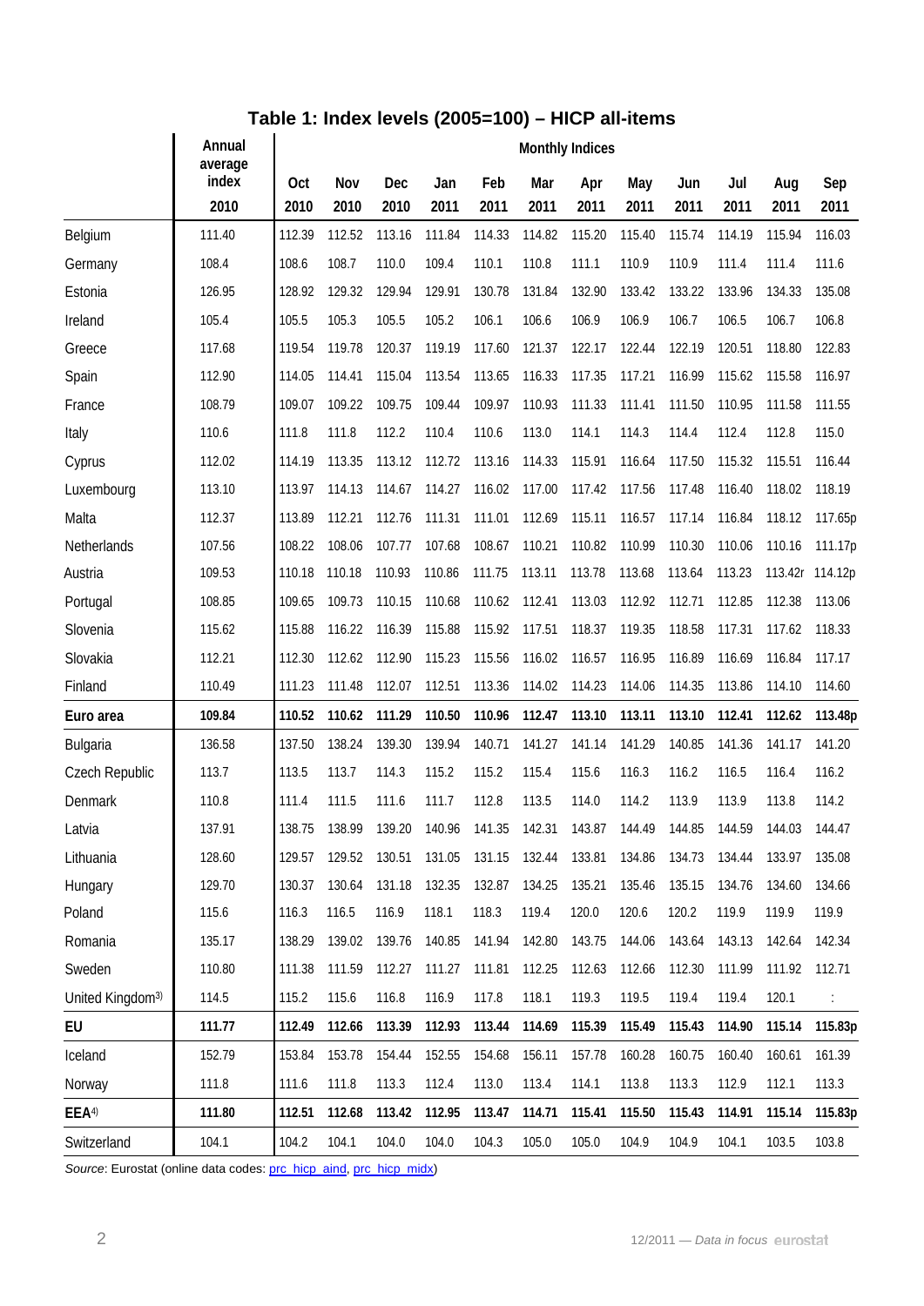## Table 1: Index levels (2005=100) – HICP all-items

| | Annual average index | Monthly Indices | | | | | | | | | | | |
|---|---|---|---|---|---|---|---|---|---|---|---|---|---|
| | 2010 | Oct 2010 | Nov 2010 | Dec 2010 | Jan 2011 | Feb 2011 | Mar 2011 | Apr 2011 | May 2011 | Jun 2011 | Jul 2011 | Aug 2011 | Sep 2011 |
| Belgium | 111.40 | 112.39 | 112.52 | 113.16 | 111.84 | 114.33 | 114.82 | 115.20 | 115.40 | 115.74 | 114.19 | 115.94 | 116.03 |
| Germany | 108.4 | 108.6 | 108.7 | 110.0 | 109.4 | 110.1 | 110.8 | 111.1 | 110.9 | 110.9 | 111.4 | 111.4 | 111.6 |
| Estonia | 126.95 | 128.92 | 129.32 | 129.94 | 129.91 | 130.78 | 131.84 | 132.90 | 133.42 | 133.22 | 133.96 | 134.33 | 135.08 |
| Ireland | 105.4 | 105.5 | 105.3 | 105.5 | 105.2 | 106.1 | 106.6 | 106.9 | 106.9 | 106.7 | 106.5 | 106.7 | 106.8 |
| Greece | 117.68 | 119.54 | 119.78 | 120.37 | 119.19 | 117.60 | 121.37 | 122.17 | 122.44 | 122.19 | 120.51 | 118.80 | 122.83 |
| Spain | 112.90 | 114.05 | 114.41 | 115.04 | 113.54 | 113.65 | 116.33 | 117.35 | 117.21 | 116.99 | 115.62 | 115.58 | 116.97 |
| France | 108.79 | 109.07 | 109.22 | 109.75 | 109.44 | 109.97 | 110.93 | 111.33 | 111.41 | 111.50 | 110.95 | 111.58 | 111.55 |
| Italy | 110.6 | 111.8 | 111.8 | 112.2 | 110.4 | 110.6 | 113.0 | 114.1 | 114.3 | 114.4 | 112.4 | 112.8 | 115.0 |
| Cyprus | 112.02 | 114.19 | 113.35 | 113.12 | 112.72 | 113.16 | 114.33 | 115.91 | 116.64 | 117.50 | 115.32 | 115.51 | 116.44 |
| Luxembourg | 113.10 | 113.97 | 114.13 | 114.67 | 114.27 | 116.02 | 117.00 | 117.42 | 117.56 | 117.48 | 116.40 | 118.02 | 118.19 |
| Malta | 112.37 | 113.89 | 112.21 | 112.76 | 111.31 | 111.01 | 112.69 | 115.11 | 116.57 | 117.14 | 116.84 | 118.12 | 117.65p |
| Netherlands | 107.56 | 108.22 | 108.06 | 107.77 | 107.68 | 108.67 | 110.21 | 110.82 | 110.99 | 110.30 | 110.06 | 110.16 | 111.17p |
| Austria | 109.53 | 110.18 | 110.18 | 110.93 | 110.86 | 111.75 | 113.11 | 113.78 | 113.68 | 113.64 | 113.23 | 113.42r | 114.12p |
| Portugal | 108.85 | 109.65 | 109.73 | 110.15 | 110.68 | 110.62 | 112.41 | 113.03 | 112.92 | 112.71 | 112.85 | 112.38 | 113.06 |
| Slovenia | 115.62 | 115.88 | 116.22 | 116.39 | 115.88 | 115.92 | 117.51 | 118.37 | 119.35 | 118.58 | 117.31 | 117.62 | 118.33 |
| Slovakia | 112.21 | 112.30 | 112.62 | 112.90 | 115.23 | 115.56 | 116.02 | 116.57 | 116.95 | 116.89 | 116.69 | 116.84 | 117.17 |
| Finland | 110.49 | 111.23 | 111.48 | 112.07 | 112.51 | 113.36 | 114.02 | 114.23 | 114.06 | 114.35 | 113.86 | 114.10 | 114.60 |
| **Euro area** | **109.84** | **110.52** | **110.62** | **111.29** | **110.50** | **110.96** | **112.47** | **113.10** | **113.11** | **113.10** | **112.41** | **112.62** | **113.48p** |
| Bulgaria | 136.58 | 137.50 | 138.24 | 139.30 | 139.94 | 140.71 | 141.27 | 141.14 | 141.29 | 140.85 | 141.36 | 141.17 | 141.20 |
| Czech Republic | 113.7 | 113.5 | 113.7 | 114.3 | 115.2 | 115.2 | 115.4 | 115.6 | 116.3 | 116.2 | 116.5 | 116.4 | 116.2 |
| Denmark | 110.8 | 111.4 | 111.5 | 111.6 | 111.7 | 112.8 | 113.5 | 114.0 | 114.2 | 113.9 | 113.9 | 113.8 | 114.2 |
| Latvia | 137.91 | 138.75 | 138.99 | 139.20 | 140.96 | 141.35 | 142.31 | 143.87 | 144.49 | 144.85 | 144.59 | 144.03 | 144.47 |
| Lithuania | 128.60 | 129.57 | 129.52 | 130.51 | 131.05 | 131.15 | 132.44 | 133.81 | 134.86 | 134.73 | 134.44 | 133.97 | 135.08 |
| Hungary | 129.70 | 130.37 | 130.64 | 131.18 | 132.35 | 132.87 | 134.25 | 135.21 | 135.46 | 135.15 | 134.76 | 134.60 | 134.66 |
| Poland | 115.6 | 116.3 | 116.5 | 116.9 | 118.1 | 118.3 | 119.4 | 120.0 | 120.6 | 120.2 | 119.9 | 119.9 | 119.9 |
| Romania | 135.17 | 138.29 | 139.02 | 139.76 | 140.85 | 141.94 | 142.80 | 143.75 | 144.06 | 143.64 | 143.13 | 142.64 | 142.34 |
| Sweden | 110.80 | 111.38 | 111.59 | 112.27 | 111.27 | 111.81 | 112.25 | 112.63 | 112.66 | 112.30 | 111.99 | 111.92 | 112.71 |
| United Kingdom[3)] | 114.5 | 115.2 | 115.6 | 116.8 | 116.9 | 117.8 | 118.1 | 119.3 | 119.5 | 119.4 | 119.4 | 120.1 | : |
| **EU** | **111.77** | **112.49** | **112.66** | **113.39** | **112.93** | **113.44** | **114.69** | **115.39** | **115.49** | **115.43** | **114.90** | **115.14** | **115.83p** |
| Iceland | 152.79 | 153.84 | 153.78 | 154.44 | 152.55 | 154.68 | 156.11 | 157.78 | 160.28 | 160.75 | 160.40 | 160.61 | 161.39 |
| Norway | 111.8 | 111.6 | 111.8 | 113.3 | 112.4 | 113.0 | 113.4 | 114.1 | 113.8 | 113.3 | 112.9 | 112.1 | 113.3 |
| **EEA[4)]** | **111.80** | **112.51** | **112.68** | **113.42** | **112.95** | **113.47** | **114.71** | **115.41** | **115.50** | **115.43** | **114.91** | **115.14** | **115.83p** |
| Switzerland | 104.1 | 104.2 | 104.1 | 104.0 | 104.0 | 104.3 | 105.0 | 105.0 | 104.9 | 104.9 | 104.1 | 103.5 | 103.8 |

*Source*: Eurostat (online data codes: prc_hicp_aind, prc_hicp_midx)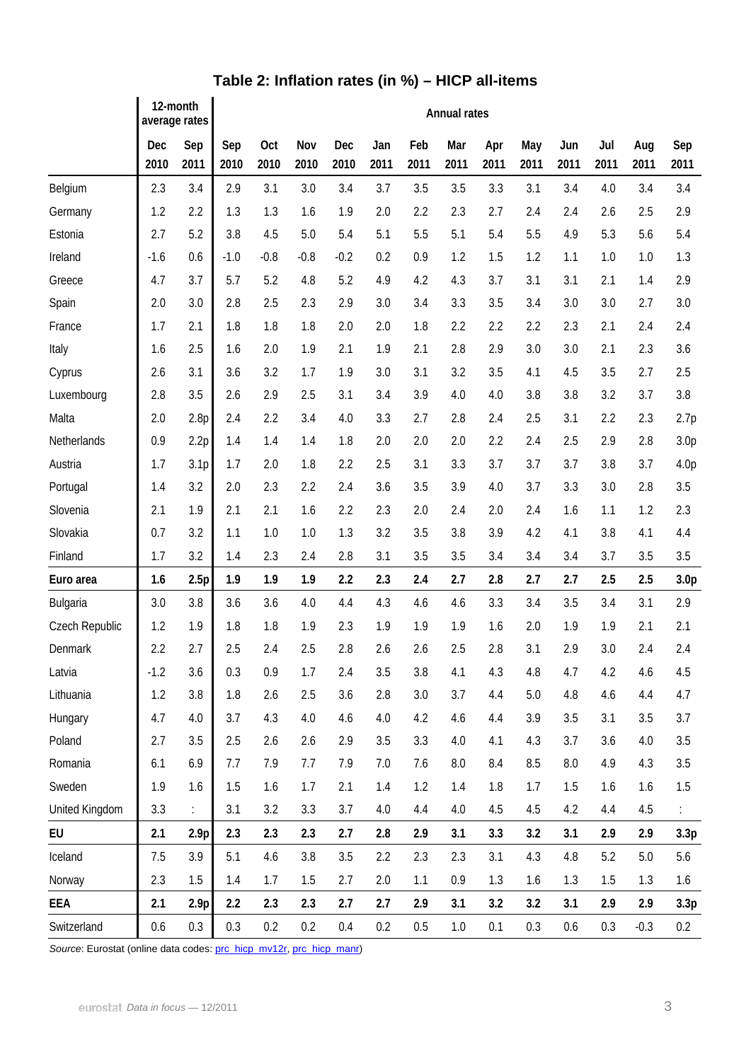## Table 2: Inflation rates (in %) – HICP all-items

| | 12-month average rates | | Annual rates | | | | | | | | | | | | |
|---|---|---|---|---|---|---|---|---|---|---|---|---|---|---|---|
| | Dec 2010 | Sep 2011 | Sep 2010 | Oct 2010 | Nov 2010 | Dec 2010 | Jan 2011 | Feb 2011 | Mar 2011 | Apr 2011 | May 2011 | Jun 2011 | Jul 2011 | Aug 2011 | Sep 2011 |
| Belgium | 2.3 | 3.4 | 2.9 | 3.1 | 3.0 | 3.4 | 3.7 | 3.5 | 3.5 | 3.3 | 3.1 | 3.4 | 4.0 | 3.4 | 3.4 |
| Germany | 1.2 | 2.2 | 1.3 | 1.3 | 1.6 | 1.9 | 2.0 | 2.2 | 2.3 | 2.7 | 2.4 | 2.4 | 2.6 | 2.5 | 2.9 |
| Estonia | 2.7 | 5.2 | 3.8 | 4.5 | 5.0 | 5.4 | 5.1 | 5.5 | 5.1 | 5.4 | 5.5 | 4.9 | 5.3 | 5.6 | 5.4 |
| Ireland | -1.6 | 0.6 | -1.0 | -0.8 | -0.8 | -0.2 | 0.2 | 0.9 | 1.2 | 1.5 | 1.2 | 1.1 | 1.0 | 1.0 | 1.3 |
| Greece | 4.7 | 3.7 | 5.7 | 5.2 | 4.8 | 5.2 | 4.9 | 4.2 | 4.3 | 3.7 | 3.1 | 3.1 | 2.1 | 1.4 | 2.9 |
| Spain | 2.0 | 3.0 | 2.8 | 2.5 | 2.3 | 2.9 | 3.0 | 3.4 | 3.3 | 3.5 | 3.4 | 3.0 | 3.0 | 2.7 | 3.0 |
| France | 1.7 | 2.1 | 1.8 | 1.8 | 1.8 | 2.0 | 2.0 | 1.8 | 2.2 | 2.2 | 2.2 | 2.3 | 2.1 | 2.4 | 2.4 |
| Italy | 1.6 | 2.5 | 1.6 | 2.0 | 1.9 | 2.1 | 1.9 | 2.1 | 2.8 | 2.9 | 3.0 | 3.0 | 2.1 | 2.3 | 3.6 |
| Cyprus | 2.6 | 3.1 | 3.6 | 3.2 | 1.7 | 1.9 | 3.0 | 3.1 | 3.2 | 3.5 | 4.1 | 4.5 | 3.5 | 2.7 | 2.5 |
| Luxembourg | 2.8 | 3.5 | 2.6 | 2.9 | 2.5 | 3.1 | 3.4 | 3.9 | 4.0 | 4.0 | 3.8 | 3.8 | 3.2 | 3.7 | 3.8 |
| Malta | 2.0 | 2.8p | 2.4 | 2.2 | 3.4 | 4.0 | 3.3 | 2.7 | 2.8 | 2.4 | 2.5 | 3.1 | 2.2 | 2.3 | 2.7p |
| Netherlands | 0.9 | 2.2p | 1.4 | 1.4 | 1.4 | 1.8 | 2.0 | 2.0 | 2.0 | 2.2 | 2.4 | 2.5 | 2.9 | 2.8 | 3.0p |
| Austria | 1.7 | 3.1p | 1.7 | 2.0 | 1.8 | 2.2 | 2.5 | 3.1 | 3.3 | 3.7 | 3.7 | 3.7 | 3.8 | 3.7 | 4.0p |
| Portugal | 1.4 | 3.2 | 2.0 | 2.3 | 2.2 | 2.4 | 3.6 | 3.5 | 3.9 | 4.0 | 3.7 | 3.3 | 3.0 | 2.8 | 3.5 |
| Slovenia | 2.1 | 1.9 | 2.1 | 2.1 | 1.6 | 2.2 | 2.3 | 2.0 | 2.4 | 2.0 | 2.4 | 1.6 | 1.1 | 1.2 | 2.3 |
| Slovakia | 0.7 | 3.2 | 1.1 | 1.0 | 1.0 | 1.3 | 3.2 | 3.5 | 3.8 | 3.9 | 4.2 | 4.1 | 3.8 | 4.1 | 4.4 |
| Finland | 1.7 | 3.2 | 1.4 | 2.3 | 2.4 | 2.8 | 3.1 | 3.5 | 3.5 | 3.4 | 3.4 | 3.4 | 3.7 | 3.5 | 3.5 |
| **Euro area** | **1.6** | **2.5p** | **1.9** | **1.9** | **1.9** | **2.2** | **2.3** | **2.4** | **2.7** | **2.8** | **2.7** | **2.7** | **2.5** | **2.5** | **3.0p** |
| Bulgaria | 3.0 | 3.8 | 3.6 | 3.6 | 4.0 | 4.4 | 4.3 | 4.6 | 4.6 | 3.3 | 3.4 | 3.5 | 3.4 | 3.1 | 2.9 |
| Czech Republic | 1.2 | 1.9 | 1.8 | 1.8 | 1.9 | 2.3 | 1.9 | 1.9 | 1.9 | 1.6 | 2.0 | 1.9 | 1.9 | 2.1 | 2.1 |
| Denmark | 2.2 | 2.7 | 2.5 | 2.4 | 2.5 | 2.8 | 2.6 | 2.6 | 2.5 | 2.8 | 3.1 | 2.9 | 3.0 | 2.4 | 2.4 |
| Latvia | -1.2 | 3.6 | 0.3 | 0.9 | 1.7 | 2.4 | 3.5 | 3.8 | 4.1 | 4.3 | 4.8 | 4.7 | 4.2 | 4.6 | 4.5 |
| Lithuania | 1.2 | 3.8 | 1.8 | 2.6 | 2.5 | 3.6 | 2.8 | 3.0 | 3.7 | 4.4 | 5.0 | 4.8 | 4.6 | 4.4 | 4.7 |
| Hungary | 4.7 | 4.0 | 3.7 | 4.3 | 4.0 | 4.6 | 4.0 | 4.2 | 4.6 | 4.4 | 3.9 | 3.5 | 3.1 | 3.5 | 3.7 |
| Poland | 2.7 | 3.5 | 2.5 | 2.6 | 2.6 | 2.9 | 3.5 | 3.3 | 4.0 | 4.1 | 4.3 | 3.7 | 3.6 | 4.0 | 3.5 |
| Romania | 6.1 | 6.9 | 7.7 | 7.9 | 7.7 | 7.9 | 7.0 | 7.6 | 8.0 | 8.4 | 8.5 | 8.0 | 4.9 | 4.3 | 3.5 |
| Sweden | 1.9 | 1.6 | 1.5 | 1.6 | 1.7 | 2.1 | 1.4 | 1.2 | 1.4 | 1.8 | 1.7 | 1.5 | 1.6 | 1.6 | 1.5 |
| United Kingdom | 3.3 | : | 3.1 | 3.2 | 3.3 | 3.7 | 4.0 | 4.4 | 4.0 | 4.5 | 4.5 | 4.2 | 4.4 | 4.5 | : |
| **EU** | **2.1** | **2.9p** | **2.3** | **2.3** | **2.3** | **2.7** | **2.8** | **2.9** | **3.1** | **3.3** | **3.2** | **3.1** | **2.9** | **2.9** | **3.3p** |
| Iceland | 7.5 | 3.9 | 5.1 | 4.6 | 3.8 | 3.5 | 2.2 | 2.3 | 2.3 | 3.1 | 4.3 | 4.8 | 5.2 | 5.0 | 5.6 |
| Norway | 2.3 | 1.5 | 1.4 | 1.7 | 1.5 | 2.7 | 2.0 | 1.1 | 0.9 | 1.3 | 1.6 | 1.3 | 1.5 | 1.3 | 1.6 |
| **EEA** | **2.1** | **2.9p** | **2.2** | **2.3** | **2.3** | **2.7** | **2.7** | **2.9** | **3.1** | **3.2** | **3.2** | **3.1** | **2.9** | **2.9** | **3.3p** |
| Switzerland | 0.6 | 0.3 | 0.3 | 0.2 | 0.2 | 0.4 | 0.2 | 0.5 | 1.0 | 0.1 | 0.3 | 0.6 | 0.3 | -0.3 | 0.2 |

*Source*: Eurostat (online data codes: prc_hicp_mv12r, prc_hicp_manr)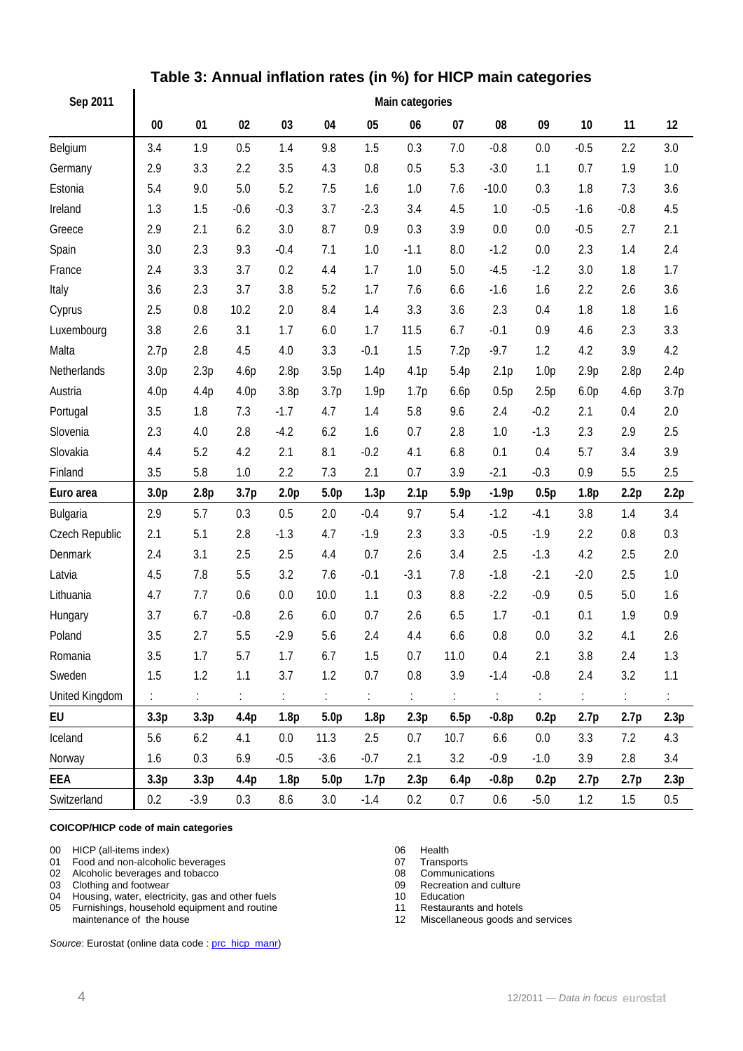## Table 3: Annual inflation rates (in %) for HICP main categories

| Sep 2011 | Main categories | | | | | | | | | | | | |
|---|---|---|---|---|---|---|---|---|---|---|---|---|---|
| | 00 | 01 | 02 | 03 | 04 | 05 | 06 | 07 | 08 | 09 | 10 | 11 | 12 |
| Belgium | 3.4 | 1.9 | 0.5 | 1.4 | 9.8 | 1.5 | 0.3 | 7.0 | -0.8 | 0.0 | -0.5 | 2.2 | 3.0 |
| Germany | 2.9 | 3.3 | 2.2 | 3.5 | 4.3 | 0.8 | 0.5 | 5.3 | -3.0 | 1.1 | 0.7 | 1.9 | 1.0 |
| Estonia | 5.4 | 9.0 | 5.0 | 5.2 | 7.5 | 1.6 | 1.0 | 7.6 | -10.0 | 0.3 | 1.8 | 7.3 | 3.6 |
| Ireland | 1.3 | 1.5 | -0.6 | -0.3 | 3.7 | -2.3 | 3.4 | 4.5 | 1.0 | -0.5 | -1.6 | -0.8 | 4.5 |
| Greece | 2.9 | 2.1 | 6.2 | 3.0 | 8.7 | 0.9 | 0.3 | 3.9 | 0.0 | 0.0 | -0.5 | 2.7 | 2.1 |
| Spain | 3.0 | 2.3 | 9.3 | -0.4 | 7.1 | 1.0 | -1.1 | 8.0 | -1.2 | 0.0 | 2.3 | 1.4 | 2.4 |
| France | 2.4 | 3.3 | 3.7 | 0.2 | 4.4 | 1.7 | 1.0 | 5.0 | -4.5 | -1.2 | 3.0 | 1.8 | 1.7 |
| Italy | 3.6 | 2.3 | 3.7 | 3.8 | 5.2 | 1.7 | 7.6 | 6.6 | -1.6 | 1.6 | 2.2 | 2.6 | 3.6 |
| Cyprus | 2.5 | 0.8 | 10.2 | 2.0 | 8.4 | 1.4 | 3.3 | 3.6 | 2.3 | 0.4 | 1.8 | 1.8 | 1.6 |
| Luxembourg | 3.8 | 2.6 | 3.1 | 1.7 | 6.0 | 1.7 | 11.5 | 6.7 | -0.1 | 0.9 | 4.6 | 2.3 | 3.3 |
| Malta | 2.7p | 2.8 | 4.5 | 4.0 | 3.3 | -0.1 | 1.5 | 7.2p | -9.7 | 1.2 | 4.2 | 3.9 | 4.2 |
| Netherlands | 3.0p | 2.3p | 4.6p | 2.8p | 3.5p | 1.4p | 4.1p | 5.4p | 2.1p | 1.0p | 2.9p | 2.8p | 2.4p |
| Austria | 4.0p | 4.4p | 4.0p | 3.8p | 3.7p | 1.9p | 1.7p | 6.6p | 0.5p | 2.5p | 6.0p | 4.6p | 3.7p |
| Portugal | 3.5 | 1.8 | 7.3 | -1.7 | 4.7 | 1.4 | 5.8 | 9.6 | 2.4 | -0.2 | 2.1 | 0.4 | 2.0 |
| Slovenia | 2.3 | 4.0 | 2.8 | -4.2 | 6.2 | 1.6 | 0.7 | 2.8 | 1.0 | -1.3 | 2.3 | 2.9 | 2.5 |
| Slovakia | 4.4 | 5.2 | 4.2 | 2.1 | 8.1 | -0.2 | 4.1 | 6.8 | 0.1 | 0.4 | 5.7 | 3.4 | 3.9 |
| Finland | 3.5 | 5.8 | 1.0 | 2.2 | 7.3 | 2.1 | 0.7 | 3.9 | -2.1 | -0.3 | 0.9 | 5.5 | 2.5 |
| **Euro area** | **3.0p** | **2.8p** | **3.7p** | **2.0p** | **5.0p** | **1.3p** | **2.1p** | **5.9p** | **-1.9p** | **0.5p** | **1.8p** | **2.2p** | **2.2p** |
| Bulgaria | 2.9 | 5.7 | 0.3 | 0.5 | 2.0 | -0.4 | 9.7 | 5.4 | -1.2 | -4.1 | 3.8 | 1.4 | 3.4 |
| Czech Republic | 2.1 | 5.1 | 2.8 | -1.3 | 4.7 | -1.9 | 2.3 | 3.3 | -0.5 | -1.9 | 2.2 | 0.8 | 0.3 |
| Denmark | 2.4 | 3.1 | 2.5 | 2.5 | 4.4 | 0.7 | 2.6 | 3.4 | 2.5 | -1.3 | 4.2 | 2.5 | 2.0 |
| Latvia | 4.5 | 7.8 | 5.5 | 3.2 | 7.6 | -0.1 | -3.1 | 7.8 | -1.8 | -2.1 | -2.0 | 2.5 | 1.0 |
| Lithuania | 4.7 | 7.7 | 0.6 | 0.0 | 10.0 | 1.1 | 0.3 | 8.8 | -2.2 | -0.9 | 0.5 | 5.0 | 1.6 |
| Hungary | 3.7 | 6.7 | -0.8 | 2.6 | 6.0 | 0.7 | 2.6 | 6.5 | 1.7 | -0.1 | 0.1 | 1.9 | 0.9 |
| Poland | 3.5 | 2.7 | 5.5 | -2.9 | 5.6 | 2.4 | 4.4 | 6.6 | 0.8 | 0.0 | 3.2 | 4.1 | 2.6 |
| Romania | 3.5 | 1.7 | 5.7 | 1.7 | 6.7 | 1.5 | 0.7 | 11.0 | 0.4 | 2.1 | 3.8 | 2.4 | 1.3 |
| Sweden | 1.5 | 1.2 | 1.1 | 3.7 | 1.2 | 0.7 | 0.8 | 3.9 | -1.4 | -0.8 | 2.4 | 3.2 | 1.1 |
| United Kingdom | : | : | : | : | : | : | : | : | : | : | : | : | : |
| **EU** | **3.3p** | **3.3p** | **4.4p** | **1.8p** | **5.0p** | **1.8p** | **2.3p** | **6.5p** | **-0.8p** | **0.2p** | **2.7p** | **2.7p** | **2.3p** |
| Iceland | 5.6 | 6.2 | 4.1 | 0.0 | 11.3 | 2.5 | 0.7 | 10.7 | 6.6 | 0.0 | 3.3 | 7.2 | 4.3 |
| Norway | 1.6 | 0.3 | 6.9 | -0.5 | -3.6 | -0.7 | 2.1 | 3.2 | -0.9 | -1.0 | 3.9 | 2.8 | 3.4 |
| **EEA** | **3.3p** | **3.3p** | **4.4p** | **1.8p** | **5.0p** | **1.7p** | **2.3p** | **6.4p** | **-0.8p** | **0.2p** | **2.7p** | **2.7p** | **2.3p** |
| Switzerland | 0.2 | -3.9 | 0.3 | 8.6 | 3.0 | -1.4 | 0.2 | 0.7 | 0.6 | -5.0 | 1.2 | 1.5 | 0.5 |

**COICOP/HICP code of main categories**

- 00 HICP (all-items index)
- 01 Food and non-alcoholic beverages
- 02 Alcoholic beverages and tobacco
- 03 Clothing and footwear
- 04 Housing, water, electricity, gas and other fuels
- 05 Furnishings, household equipment and routine maintenance of the house
- 06 Health
- 07 Transports
- 08 Communications
- 09 Recreation and culture
- 10 Education
- 11 Restaurants and hotels
- 12 Miscellaneous goods and services

*Source*: Eurostat (online data code : prc_hicp_manr)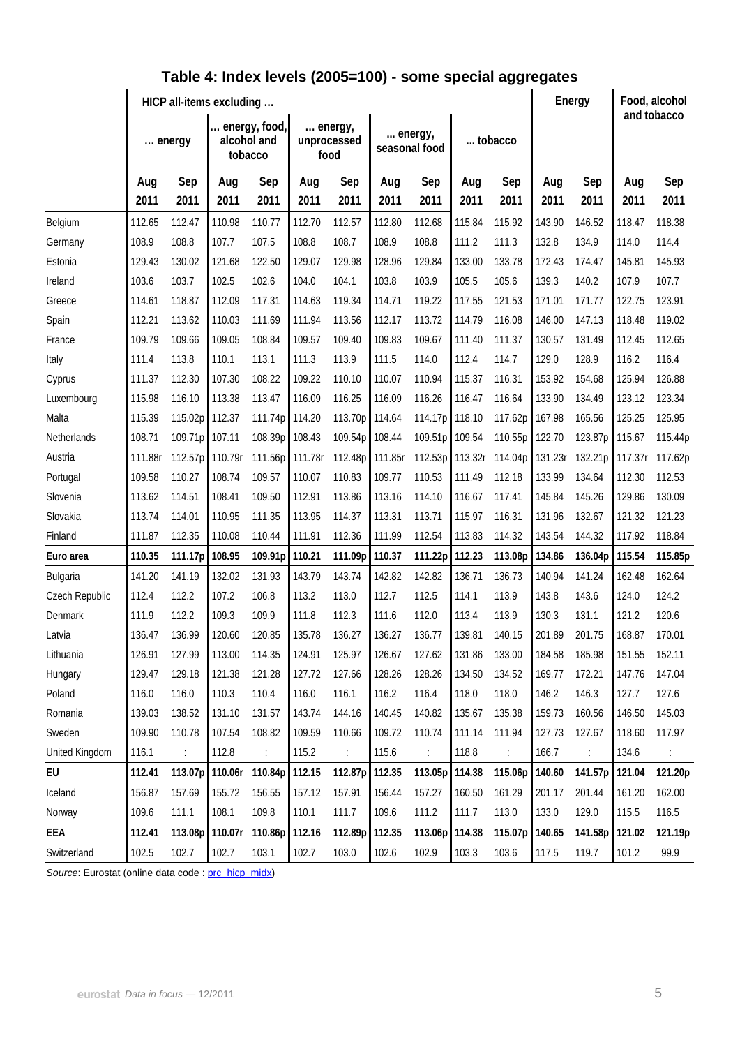## Table 4: Index levels (2005=100) - some special aggregates

| | HICP all-items excluding … | | | | | | | | | | Energy | | Food, alcohol and tobacco | |
|---|---|---|---|---|---|---|---|---|---|---|---|---|---|---|
| | … energy | | … energy, food, alcohol and tobacco | | … energy, unprocessed food | | … energy, seasonal food | | … tobacco | | | | | |
| | Aug 2011 | Sep 2011 | Aug 2011 | Sep 2011 | Aug 2011 | Sep 2011 | Aug 2011 | Sep 2011 | Aug 2011 | Sep 2011 | Aug 2011 | Sep 2011 | Aug 2011 | Sep 2011 |
| Belgium | 112.65 | 112.47 | 110.98 | 110.77 | 112.70 | 112.57 | 112.80 | 112.68 | 115.84 | 115.92 | 143.90 | 146.52 | 118.47 | 118.38 |
| Germany | 108.9 | 108.8 | 107.7 | 107.5 | 108.8 | 108.7 | 108.9 | 108.8 | 111.2 | 111.3 | 132.8 | 134.9 | 114.0 | 114.4 |
| Estonia | 129.43 | 130.02 | 121.68 | 122.50 | 129.07 | 129.98 | 128.96 | 129.84 | 133.00 | 133.78 | 172.43 | 174.47 | 145.81 | 145.93 |
| Ireland | 103.6 | 103.7 | 102.5 | 102.6 | 104.0 | 104.1 | 103.8 | 103.9 | 105.5 | 105.6 | 139.3 | 140.2 | 107.9 | 107.7 |
| Greece | 114.61 | 118.87 | 112.09 | 117.31 | 114.63 | 119.34 | 114.71 | 119.22 | 117.55 | 121.53 | 171.01 | 171.77 | 122.75 | 123.91 |
| Spain | 112.21 | 113.62 | 110.03 | 111.69 | 111.94 | 113.56 | 112.17 | 113.72 | 114.79 | 116.08 | 146.00 | 147.13 | 118.48 | 119.02 |
| France | 109.79 | 109.66 | 109.05 | 108.84 | 109.57 | 109.40 | 109.83 | 109.67 | 111.40 | 111.37 | 130.57 | 131.49 | 112.45 | 112.65 |
| Italy | 111.4 | 113.8 | 110.1 | 113.1 | 111.3 | 113.9 | 111.5 | 114.0 | 112.4 | 114.7 | 129.0 | 128.9 | 116.2 | 116.4 |
| Cyprus | 111.37 | 112.30 | 107.30 | 108.22 | 109.22 | 110.10 | 110.07 | 110.94 | 115.37 | 116.31 | 153.92 | 154.68 | 125.94 | 126.88 |
| Luxembourg | 115.98 | 116.10 | 113.38 | 113.47 | 116.09 | 116.25 | 116.09 | 116.26 | 116.47 | 116.64 | 133.90 | 134.49 | 123.12 | 123.34 |
| Malta | 115.39 | 115.02p | 112.37 | 111.74p | 114.20 | 113.70p | 114.64 | 114.17p | 118.10 | 117.62p | 167.98 | 165.56 | 125.25 | 125.95 |
| Netherlands | 108.71 | 109.71p | 107.11 | 108.39p | 108.43 | 109.54p | 108.44 | 109.51p | 109.54 | 110.55p | 122.70 | 123.87p | 115.67 | 115.44p |
| Austria | 111.88r | 112.57p | 110.79r | 111.56p | 111.78r | 112.48p | 111.85r | 112.53p | 113.32r | 114.04p | 131.23r | 132.21p | 117.37r | 117.62p |
| Portugal | 109.58 | 110.27 | 108.74 | 109.57 | 110.07 | 110.83 | 109.77 | 110.53 | 111.49 | 112.18 | 133.99 | 134.64 | 112.30 | 112.53 |
| Slovenia | 113.62 | 114.51 | 108.41 | 109.50 | 112.91 | 113.86 | 113.16 | 114.10 | 116.67 | 117.41 | 145.84 | 145.26 | 129.86 | 130.09 |
| Slovakia | 113.74 | 114.01 | 110.95 | 111.35 | 113.95 | 114.37 | 113.31 | 113.71 | 115.97 | 116.31 | 131.96 | 132.67 | 121.32 | 121.23 |
| Finland | 111.87 | 112.35 | 110.08 | 110.44 | 111.91 | 112.36 | 111.99 | 112.54 | 113.83 | 114.32 | 143.54 | 144.32 | 117.92 | 118.84 |
| **Euro area** | **110.35** | **111.17p** | **108.95** | **109.91p** | **110.21** | **111.09p** | **110.37** | **111.22p** | **112.23** | **113.08p** | **134.86** | **136.04p** | **115.54** | **115.85p** |
| Bulgaria | 141.20 | 141.19 | 132.02 | 131.93 | 143.79 | 143.74 | 142.82 | 142.82 | 136.71 | 136.73 | 140.94 | 141.24 | 162.48 | 162.64 |
| Czech Republic | 112.4 | 112.2 | 107.2 | 106.8 | 113.2 | 113.0 | 112.7 | 112.5 | 114.1 | 113.9 | 143.8 | 143.6 | 124.0 | 124.2 |
| Denmark | 111.9 | 112.2 | 109.3 | 109.9 | 111.8 | 112.3 | 111.6 | 112.0 | 113.4 | 113.9 | 130.3 | 131.1 | 121.2 | 120.6 |
| Latvia | 136.47 | 136.99 | 120.60 | 120.85 | 135.78 | 136.27 | 136.27 | 136.77 | 139.81 | 140.15 | 201.89 | 201.75 | 168.87 | 170.01 |
| Lithuania | 126.91 | 127.99 | 113.00 | 114.35 | 124.91 | 125.97 | 126.67 | 127.62 | 131.86 | 133.00 | 184.58 | 185.98 | 151.55 | 152.11 |
| Hungary | 129.47 | 129.18 | 121.38 | 121.28 | 127.72 | 127.66 | 128.26 | 128.26 | 134.50 | 134.52 | 169.77 | 172.21 | 147.76 | 147.04 |
| Poland | 116.0 | 116.0 | 110.3 | 110.4 | 116.0 | 116.1 | 116.2 | 116.4 | 118.0 | 118.0 | 146.2 | 146.3 | 127.7 | 127.6 |
| Romania | 139.03 | 138.52 | 131.10 | 131.57 | 143.74 | 144.16 | 140.45 | 140.82 | 135.67 | 135.38 | 159.73 | 160.56 | 146.50 | 145.03 |
| Sweden | 109.90 | 110.78 | 107.54 | 108.82 | 109.59 | 110.66 | 109.72 | 110.74 | 111.14 | 111.94 | 127.73 | 127.67 | 118.60 | 117.97 |
| United Kingdom | 116.1 | : | 112.8 | : | 115.2 | : | 115.6 | : | 118.8 | : | 166.7 | : | 134.6 | : |
| **EU** | **112.41** | **113.07p** | **110.06r** | **110.84p** | **112.15** | **112.87p** | **112.35** | **113.05p** | **114.38** | **115.06p** | **140.60** | **141.57p** | **121.04** | **121.20p** |
| Iceland | 156.87 | 157.69 | 155.72 | 156.55 | 157.12 | 157.91 | 156.44 | 157.27 | 160.50 | 161.29 | 201.17 | 201.44 | 161.20 | 162.00 |
| Norway | 109.6 | 111.1 | 108.1 | 109.8 | 110.1 | 111.7 | 109.6 | 111.2 | 111.7 | 113.0 | 133.0 | 129.0 | 115.5 | 116.5 |
| **EEA** | **112.41** | **113.08p** | **110.07r** | **110.86p** | **112.16** | **112.89p** | **112.35** | **113.06p** | **114.38** | **115.07p** | **140.65** | **141.58p** | **121.02** | **121.19p** |
| Switzerland | 102.5 | 102.7 | 102.7 | 103.1 | 102.7 | 103.0 | 102.6 | 102.9 | 103.3 | 103.6 | 117.5 | 119.7 | 101.2 | 99.9 |

*Source*: Eurostat (online data code : prc_hicp_midx)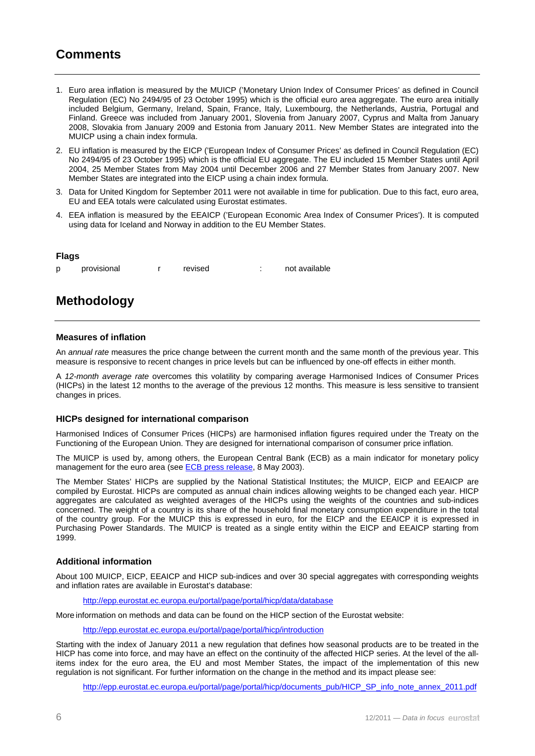## Comments

1. Euro area inflation is measured by the MUICP ('Monetary Union Index of Consumer Prices' as defined in Council Regulation (EC) No 2494/95 of 23 October 1995) which is the official euro area aggregate. The euro area initially included Belgium, Germany, Ireland, Spain, France, Italy, Luxembourg, the Netherlands, Austria, Portugal and Finland. Greece was included from January 2001, Slovenia from January 2007, Cyprus and Malta from January 2008, Slovakia from January 2009 and Estonia from January 2011. New Member States are integrated into the MUICP using a chain index formula.
2. EU inflation is measured by the EICP ('European Index of Consumer Prices' as defined in Council Regulation (EC) No 2494/95 of 23 October 1995) which is the official EU aggregate. The EU included 15 Member States until April 2004, 25 Member States from May 2004 until December 2006 and 27 Member States from January 2007. New Member States are integrated into the EICP using a chain index formula.
3. Data for United Kingdom for September 2011 were not available in time for publication. Due to this fact, euro area, EU and EEA totals were calculated using Eurostat estimates.
4. EEA inflation is measured by the EEAICP ('European Economic Area Index of Consumer Prices'). It is computed using data for Iceland and Norway in addition to the EU Member States.

### Flags

| | | | | | |
|---|---|---|---|---|---|
| p | provisional | r | revised | : | not available |

## Methodology

### Measures of inflation

An *annual rate* measures the price change between the current month and the same month of the previous year. This measure is responsive to recent changes in price levels but can be influenced by one-off effects in either month.

A *12-month average rate* overcomes this volatility by comparing average Harmonised Indices of Consumer Prices (HICPs) in the latest 12 months to the average of the previous 12 months. This measure is less sensitive to transient changes in prices.

### HICPs designed for international comparison

Harmonised Indices of Consumer Prices (HICPs) are harmonised inflation figures required under the Treaty on the Functioning of the European Union. They are designed for international comparison of consumer price inflation.

The MUICP is used by, among others, the European Central Bank (ECB) as a main indicator for monetary policy management for the euro area (see ECB press release, 8 May 2003).

The Member States' HICPs are supplied by the National Statistical Institutes; the MUICP, EICP and EEAICP are compiled by Eurostat. HICPs are computed as annual chain indices allowing weights to be changed each year. HICP aggregates are calculated as weighted averages of the HICPs using the weights of the countries and sub-indices concerned. The weight of a country is its share of the household final monetary consumption expenditure in the total of the country group. For the MUICP this is expressed in euro, for the EICP and the EEAICP it is expressed in Purchasing Power Standards. The MUICP is treated as a single entity within the EICP and EEAICP starting from 1999.

### Additional information

About 100 MUICP, EICP, EEAICP and HICP sub-indices and over 30 special aggregates with corresponding weights and inflation rates are available in Eurostat's database:

http://epp.eurostat.ec.europa.eu/portal/page/portal/hicp/data/database

More information on methods and data can be found on the HICP section of the Eurostat website:

http://epp.eurostat.ec.europa.eu/portal/page/portal/hicp/introduction

Starting with the index of January 2011 a new regulation that defines how seasonal products are to be treated in the HICP has come into force, and may have an effect on the continuity of the affected HICP series. At the level of the all-items index for the euro area, the EU and most Member States, the impact of the implementation of this new regulation is not significant. For further information on the change in the method and its impact please see:

http://epp.eurostat.ec.europa.eu/portal/page/portal/hicp/documents_pub/HICP_SP_info_note_annex_2011.pdf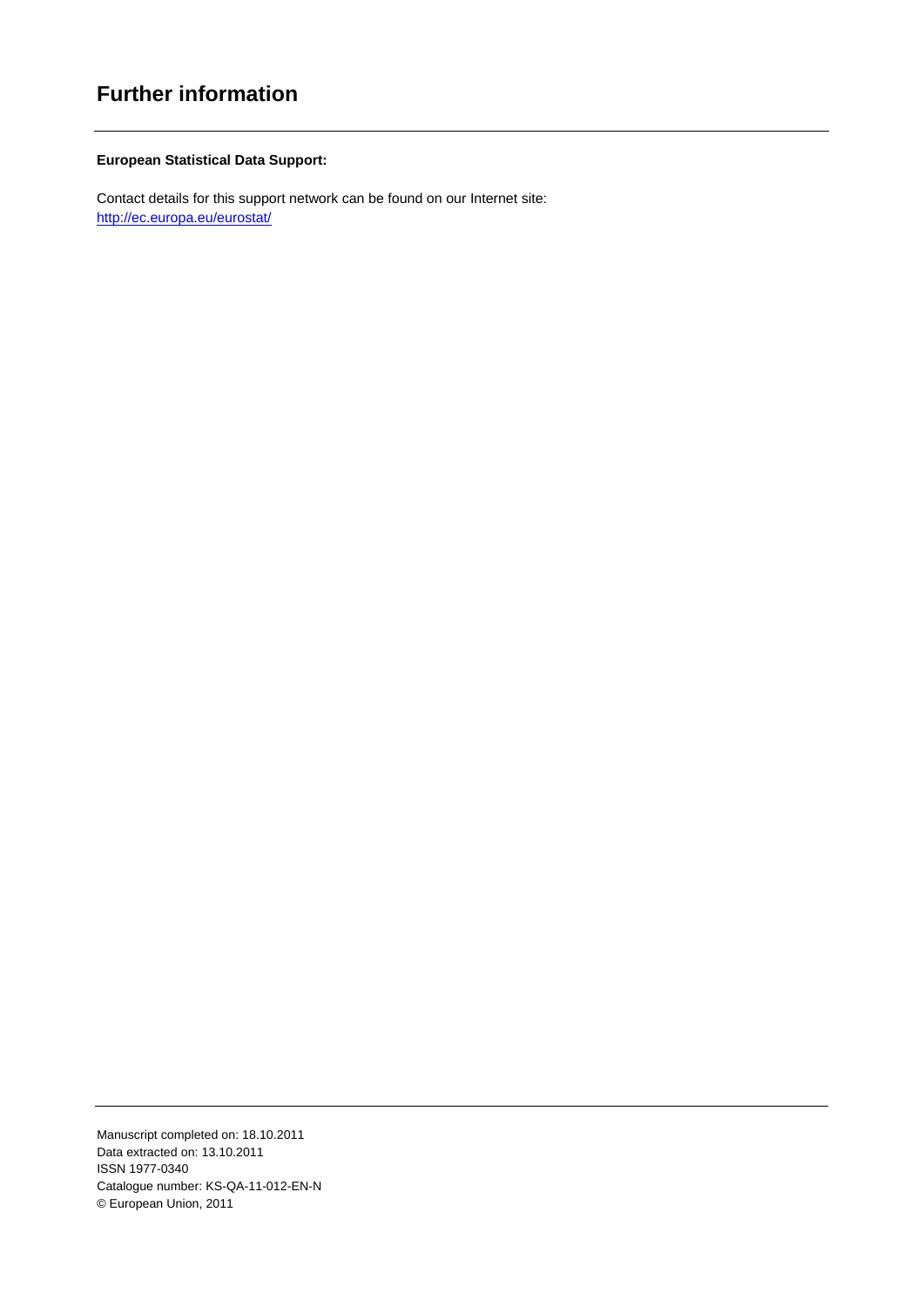# Further information

**European Statistical Data Support:**

Contact details for this support network can be found on our Internet site:
http://ec.europa.eu/eurostat/

Manuscript completed on: 18.10.2011
Data extracted on: 13.10.2011
ISSN 1977-0340
Catalogue number: KS-QA-11-012-EN-N
© European Union, 2011